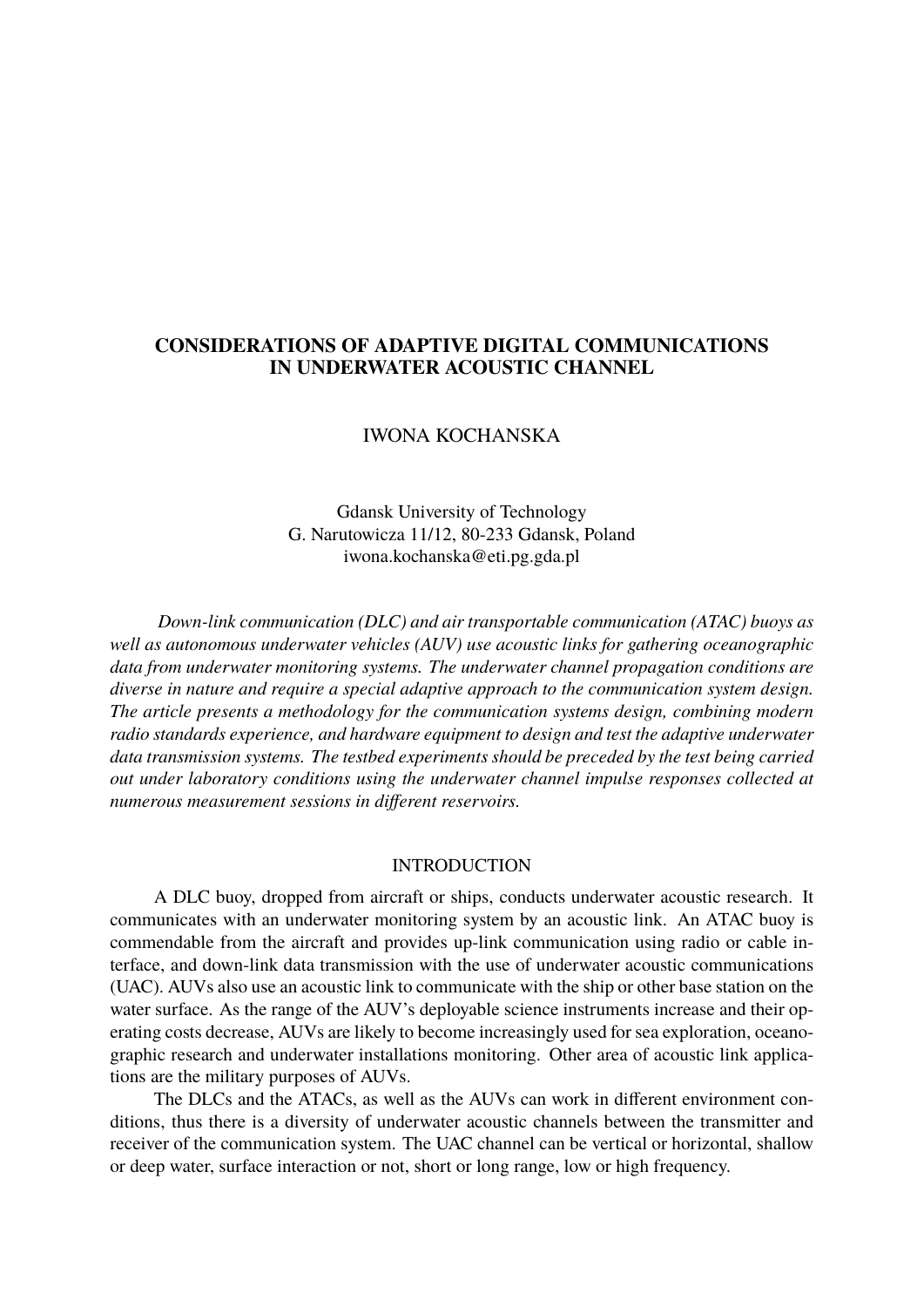# CONSIDERATIONS OF ADAPTIVE DIGITAL COMMUNICATIONS IN UNDERWATER ACOUSTIC CHANNEL

IWONA KOCHANSKA

Gdansk University of Technology
G. Narutowicza 11/12, 80-233 Gdansk, Poland
iwona.kochanska@eti.pg.gda.pl

*Down-link communication (DLC) and air transportable communication (ATAC) buoys as well as autonomous underwater vehicles (AUV) use acoustic links for gathering oceanographic data from underwater monitoring systems. The underwater channel propagation conditions are diverse in nature and require a special adaptive approach to the communication system design. The article presents a methodology for the communication systems design, combining modern radio standards experience, and hardware equipment to design and test the adaptive underwater data transmission systems. The testbed experiments should be preceded by the test being carried out under laboratory conditions using the underwater channel impulse responses collected at numerous measurement sessions in different reservoirs.*

## INTRODUCTION

A DLC buoy, dropped from aircraft or ships, conducts underwater acoustic research. It communicates with an underwater monitoring system by an acoustic link. An ATAC buoy is commendable from the aircraft and provides up-link communication using radio or cable interface, and down-link data transmission with the use of underwater acoustic communications (UAC). AUVs also use an acoustic link to communicate with the ship or other base station on the water surface. As the range of the AUV's deployable science instruments increase and their operating costs decrease, AUVs are likely to become increasingly used for sea exploration, oceanographic research and underwater installations monitoring. Other area of acoustic link applications are the military purposes of AUVs.

The DLCs and the ATACs, as well as the AUVs can work in different environment conditions, thus there is a diversity of underwater acoustic channels between the transmitter and receiver of the communication system. The UAC channel can be vertical or horizontal, shallow or deep water, surface interaction or not, short or long range, low or high frequency.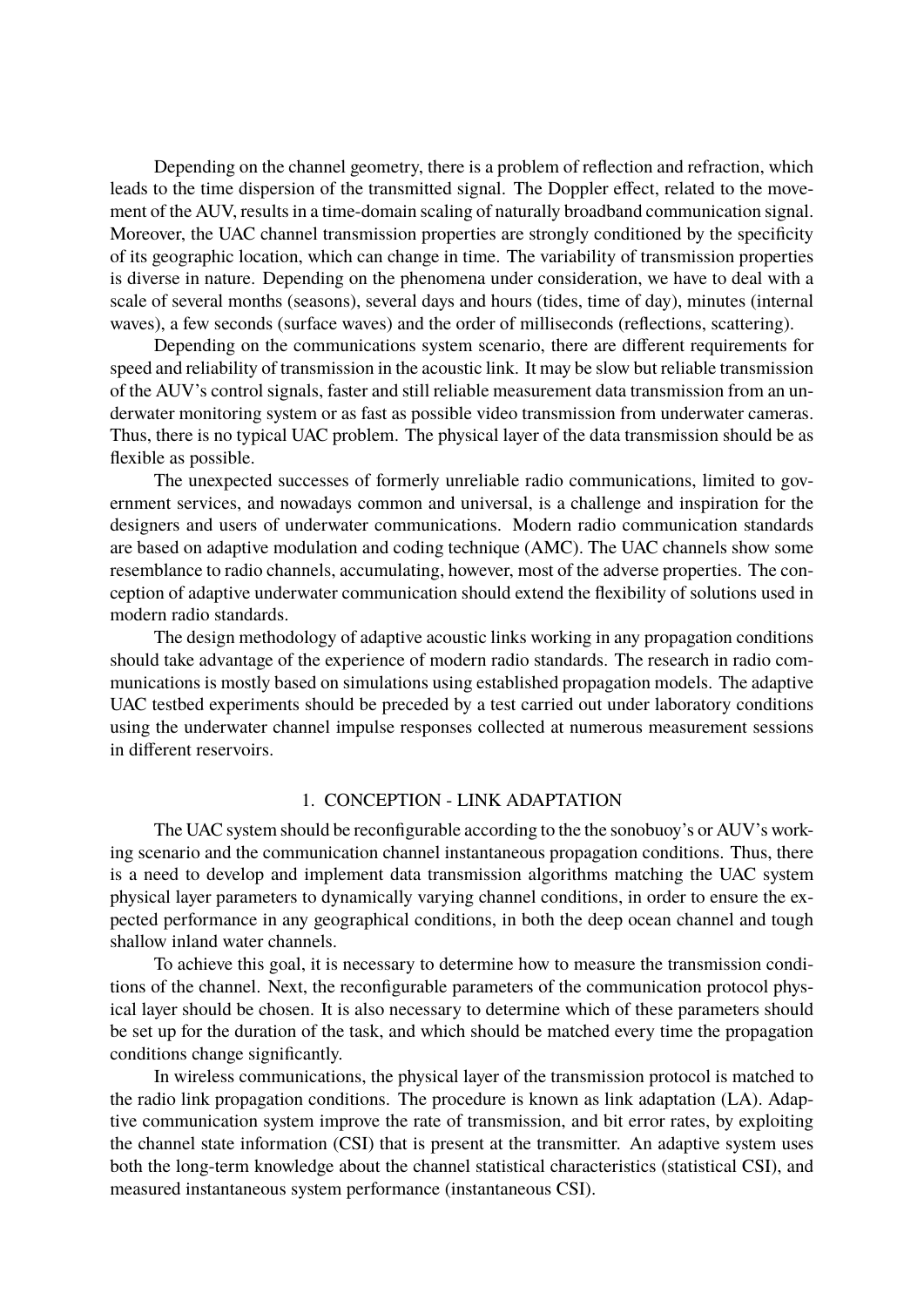Depending on the channel geometry, there is a problem of reflection and refraction, which leads to the time dispersion of the transmitted signal. The Doppler effect, related to the movement of the AUV, results in a time-domain scaling of naturally broadband communication signal. Moreover, the UAC channel transmission properties are strongly conditioned by the specificity of its geographic location, which can change in time. The variability of transmission properties is diverse in nature. Depending on the phenomena under consideration, we have to deal with a scale of several months (seasons), several days and hours (tides, time of day), minutes (internal waves), a few seconds (surface waves) and the order of milliseconds (reflections, scattering).

Depending on the communications system scenario, there are different requirements for speed and reliability of transmission in the acoustic link. It may be slow but reliable transmission of the AUV's control signals, faster and still reliable measurement data transmission from an underwater monitoring system or as fast as possible video transmission from underwater cameras. Thus, there is no typical UAC problem. The physical layer of the data transmission should be as flexible as possible.

The unexpected successes of formerly unreliable radio communications, limited to government services, and nowadays common and universal, is a challenge and inspiration for the designers and users of underwater communications. Modern radio communication standards are based on adaptive modulation and coding technique (AMC). The UAC channels show some resemblance to radio channels, accumulating, however, most of the adverse properties. The conception of adaptive underwater communication should extend the flexibility of solutions used in modern radio standards.

The design methodology of adaptive acoustic links working in any propagation conditions should take advantage of the experience of modern radio standards. The research in radio communications is mostly based on simulations using established propagation models. The adaptive UAC testbed experiments should be preceded by a test carried out under laboratory conditions using the underwater channel impulse responses collected at numerous measurement sessions in different reservoirs.

## 1. CONCEPTION - LINK ADAPTATION

The UAC system should be reconfigurable according to the the sonobuoy's or AUV's working scenario and the communication channel instantaneous propagation conditions. Thus, there is a need to develop and implement data transmission algorithms matching the UAC system physical layer parameters to dynamically varying channel conditions, in order to ensure the expected performance in any geographical conditions, in both the deep ocean channel and tough shallow inland water channels.

To achieve this goal, it is necessary to determine how to measure the transmission conditions of the channel. Next, the reconfigurable parameters of the communication protocol physical layer should be chosen. It is also necessary to determine which of these parameters should be set up for the duration of the task, and which should be matched every time the propagation conditions change significantly.

In wireless communications, the physical layer of the transmission protocol is matched to the radio link propagation conditions. The procedure is known as link adaptation (LA). Adaptive communication system improve the rate of transmission, and bit error rates, by exploiting the channel state information (CSI) that is present at the transmitter. An adaptive system uses both the long-term knowledge about the channel statistical characteristics (statistical CSI), and measured instantaneous system performance (instantaneous CSI).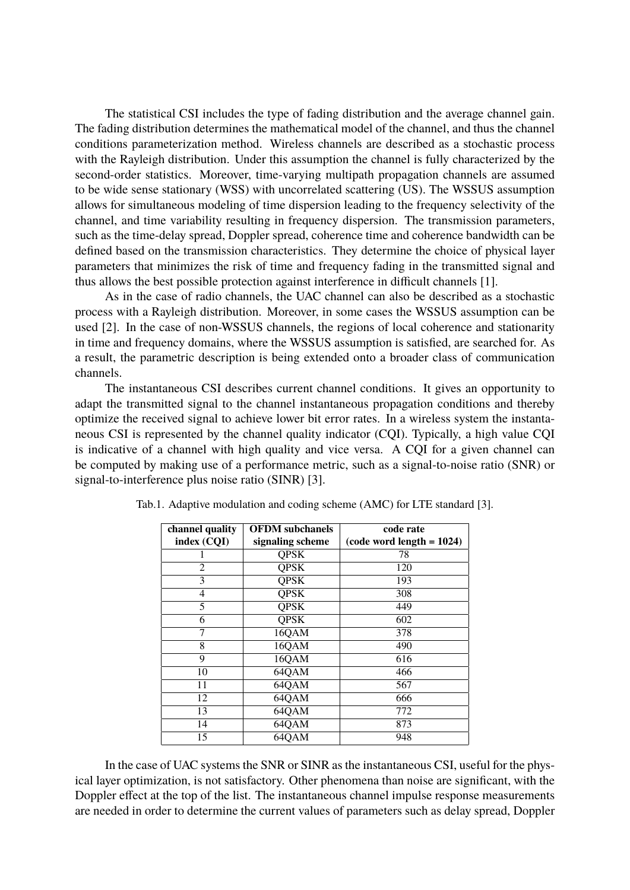The statistical CSI includes the type of fading distribution and the average channel gain. The fading distribution determines the mathematical model of the channel, and thus the channel conditions parameterization method. Wireless channels are described as a stochastic process with the Rayleigh distribution. Under this assumption the channel is fully characterized by the second-order statistics. Moreover, time-varying multipath propagation channels are assumed to be wide sense stationary (WSS) with uncorrelated scattering (US). The WSSUS assumption allows for simultaneous modeling of time dispersion leading to the frequency selectivity of the channel, and time variability resulting in frequency dispersion. The transmission parameters, such as the time-delay spread, Doppler spread, coherence time and coherence bandwidth can be defined based on the transmission characteristics. They determine the choice of physical layer parameters that minimizes the risk of time and frequency fading in the transmitted signal and thus allows the best possible protection against interference in difficult channels [1].

As in the case of radio channels, the UAC channel can also be described as a stochastic process with a Rayleigh distribution. Moreover, in some cases the WSSUS assumption can be used [2]. In the case of non-WSSUS channels, the regions of local coherence and stationarity in time and frequency domains, where the WSSUS assumption is satisfied, are searched for. As a result, the parametric description is being extended onto a broader class of communication channels.

The instantaneous CSI describes current channel conditions. It gives an opportunity to adapt the transmitted signal to the channel instantaneous propagation conditions and thereby optimize the received signal to achieve lower bit error rates. In a wireless system the instantaneous CSI is represented by the channel quality indicator (CQI). Typically, a high value CQI is indicative of a channel with high quality and vice versa. A CQI for a given channel can be computed by making use of a performance metric, such as a signal-to-noise ratio (SNR) or signal-to-interference plus noise ratio (SINR) [3].

Tab.1. Adaptive modulation and coding scheme (AMC) for LTE standard [3].

| **channel quality index (CQI)** | **OFDM subchanels signaling scheme** | **code rate (code word length = 1024)** |
|---|---|---|
| 1 | QPSK | 78 |
| 2 | QPSK | 120 |
| 3 | QPSK | 193 |
| 4 | QPSK | 308 |
| 5 | QPSK | 449 |
| 6 | QPSK | 602 |
| 7 | 16QAM | 378 |
| 8 | 16QAM | 490 |
| 9 | 16QAM | 616 |
| 10 | 64QAM | 466 |
| 11 | 64QAM | 567 |
| 12 | 64QAM | 666 |
| 13 | 64QAM | 772 |
| 14 | 64QAM | 873 |
| 15 | 64QAM | 948 |

In the case of UAC systems the SNR or SINR as the instantaneous CSI, useful for the physical layer optimization, is not satisfactory. Other phenomena than noise are significant, with the Doppler effect at the top of the list. The instantaneous channel impulse response measurements are needed in order to determine the current values of parameters such as delay spread, Doppler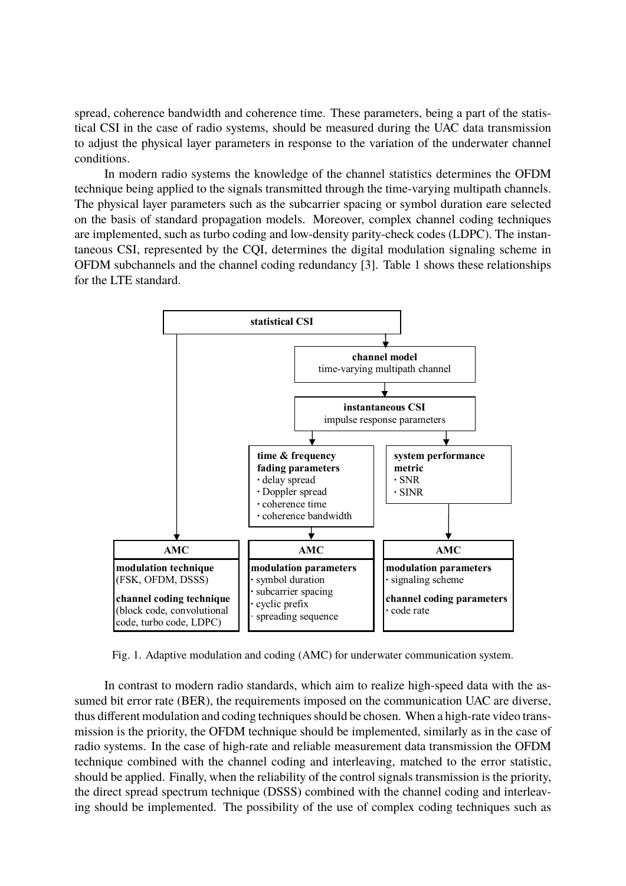spread, coherence bandwidth and coherence time. These parameters, being a part of the statistical CSI in the case of radio systems, should be measured during the UAC data transmission to adjust the physical layer parameters in response to the variation of the underwater channel conditions.

In modern radio systems the knowledge of the channel statistics determines the OFDM technique being applied to the signals transmitted through the time-varying multipath channels. The physical layer parameters such as the subcarrier spacing or symbol duration eare selected on the basis of standard propagation models. Moreover, complex channel coding techniques are implemented, such as turbo coding and low-density parity-check codes (LDPC). The instantaneous CSI, represented by the CQI, determines the digital modulation signaling scheme in OFDM subchannels and the channel coding redundancy [3]. Table 1 shows these relationships for the LTE standard.

**statistical CSI**

**channel model**
time-varying multipath channel

**instantaneous CSI**
impulse response parameters

**time & frequency fading parameters**
- delay spread
- Doppler spread
- coherence time
- coherence bandwidth

**system performance metric**
- SNR
- SINR

**AMC**
**modulation technique** (FSK, OFDM, DSSS)
**channel coding technique** (block code, convolutional code, turbo code, LDPC)

**AMC**
**modulation parameters**
- symbol duration
- subcarrier spacing
- cyclic prefix
- spreading sequence

**AMC**
**modulation parameters**
- signaling scheme

**channel coding parameters**
- code rate

Fig. 1. Adaptive modulation and coding (AMC) for underwater communication system.

In contrast to modern radio standards, which aim to realize high-speed data with the assumed bit error rate (BER), the requirements imposed on the communication UAC are diverse, thus different modulation and coding techniques should be chosen. When a high-rate video transmission is the priority, the OFDM technique should be implemented, similarly as in the case of radio systems. In the case of high-rate and reliable measurement data transmission the OFDM technique combined with the channel coding and interleaving, matched to the error statistic, should be applied. Finally, when the reliability of the control signals transmission is the priority, the direct spread spectrum technique (DSSS) combined with the channel coding and interleaving should be implemented. The possibility of the use of complex coding techniques such as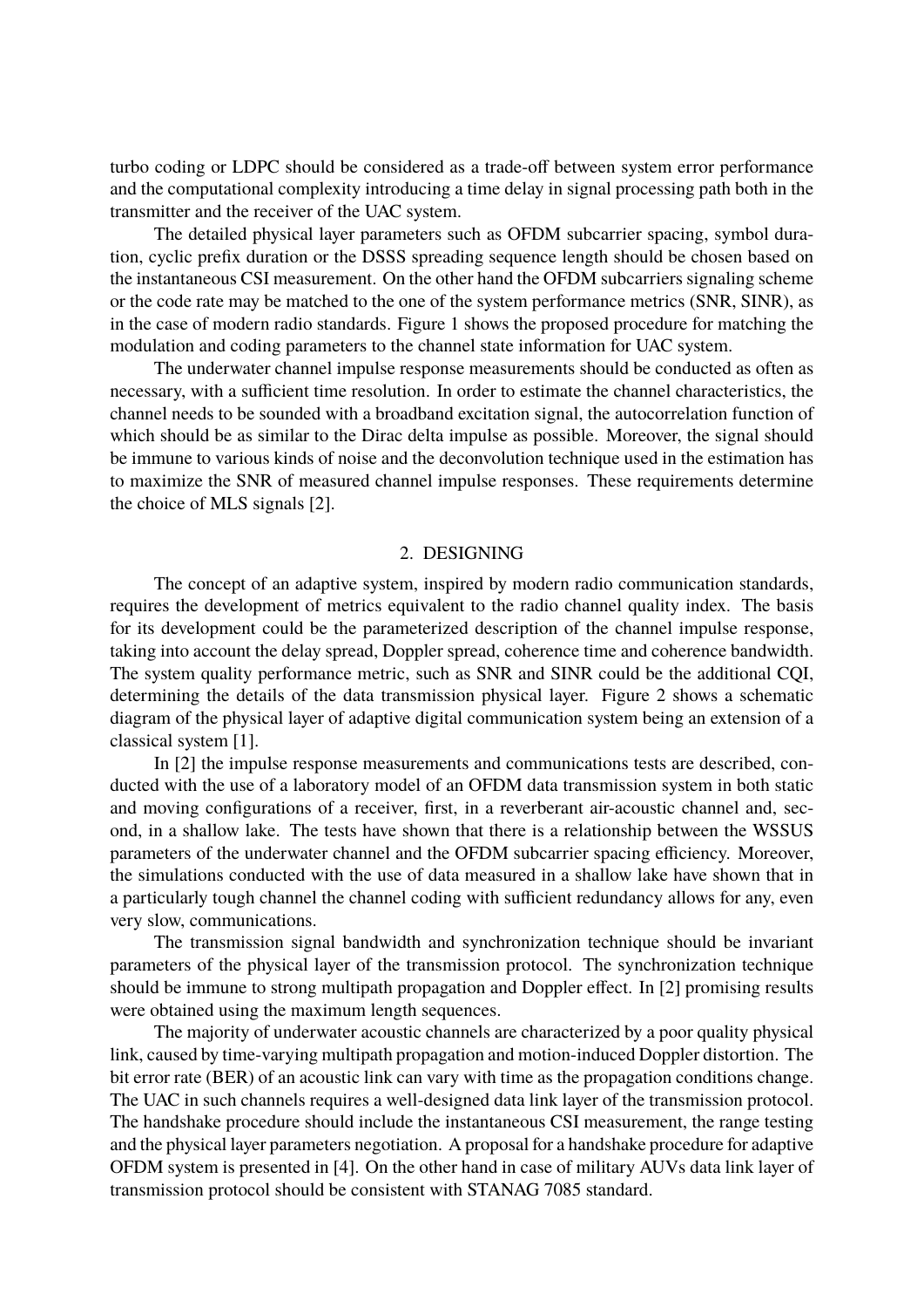turbo coding or LDPC should be considered as a trade-off between system error performance and the computational complexity introducing a time delay in signal processing path both in the transmitter and the receiver of the UAC system.

The detailed physical layer parameters such as OFDM subcarrier spacing, symbol duration, cyclic prefix duration or the DSSS spreading sequence length should be chosen based on the instantaneous CSI measurement. On the other hand the OFDM subcarriers signaling scheme or the code rate may be matched to the one of the system performance metrics (SNR, SINR), as in the case of modern radio standards. Figure 1 shows the proposed procedure for matching the modulation and coding parameters to the channel state information for UAC system.

The underwater channel impulse response measurements should be conducted as often as necessary, with a sufficient time resolution. In order to estimate the channel characteristics, the channel needs to be sounded with a broadband excitation signal, the autocorrelation function of which should be as similar to the Dirac delta impulse as possible. Moreover, the signal should be immune to various kinds of noise and the deconvolution technique used in the estimation has to maximize the SNR of measured channel impulse responses. These requirements determine the choice of MLS signals [2].

## 2. DESIGNING

The concept of an adaptive system, inspired by modern radio communication standards, requires the development of metrics equivalent to the radio channel quality index. The basis for its development could be the parameterized description of the channel impulse response, taking into account the delay spread, Doppler spread, coherence time and coherence bandwidth. The system quality performance metric, such as SNR and SINR could be the additional CQI, determining the details of the data transmission physical layer. Figure 2 shows a schematic diagram of the physical layer of adaptive digital communication system being an extension of a classical system [1].

In [2] the impulse response measurements and communications tests are described, conducted with the use of a laboratory model of an OFDM data transmission system in both static and moving configurations of a receiver, first, in a reverberant air-acoustic channel and, second, in a shallow lake. The tests have shown that there is a relationship between the WSSUS parameters of the underwater channel and the OFDM subcarrier spacing efficiency. Moreover, the simulations conducted with the use of data measured in a shallow lake have shown that in a particularly tough channel the channel coding with sufficient redundancy allows for any, even very slow, communications.

The transmission signal bandwidth and synchronization technique should be invariant parameters of the physical layer of the transmission protocol. The synchronization technique should be immune to strong multipath propagation and Doppler effect. In [2] promising results were obtained using the maximum length sequences.

The majority of underwater acoustic channels are characterized by a poor quality physical link, caused by time-varying multipath propagation and motion-induced Doppler distortion. The bit error rate (BER) of an acoustic link can vary with time as the propagation conditions change. The UAC in such channels requires a well-designed data link layer of the transmission protocol. The handshake procedure should include the instantaneous CSI measurement, the range testing and the physical layer parameters negotiation. A proposal for a handshake procedure for adaptive OFDM system is presented in [4]. On the other hand in case of military AUVs data link layer of transmission protocol should be consistent with STANAG 7085 standard.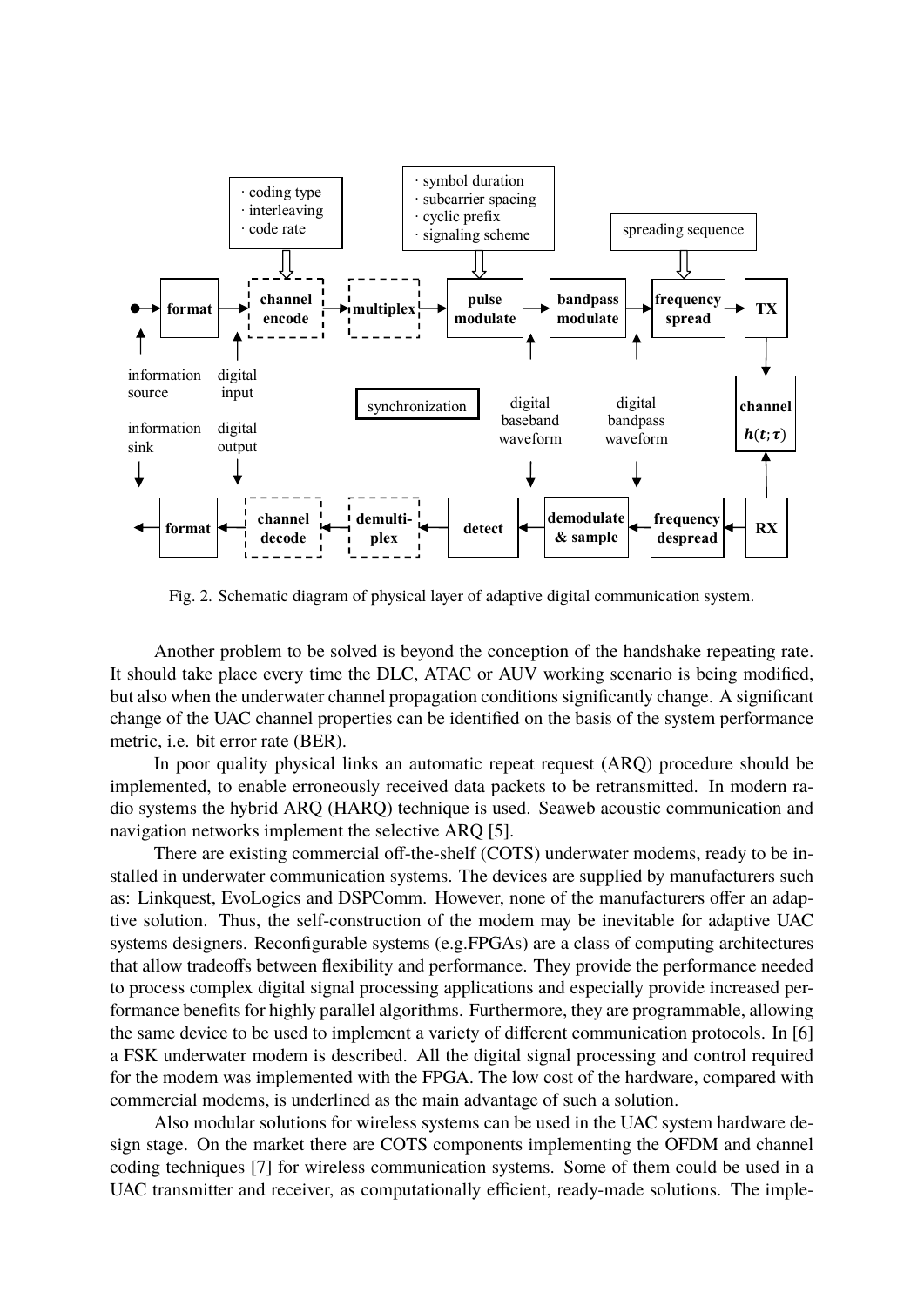Fig. 2. Schematic diagram of physical layer of adaptive digital communication system.

Another problem to be solved is beyond the conception of the handshake repeating rate. It should take place every time the DLC, ATAC or AUV working scenario is being modified, but also when the underwater channel propagation conditions significantly change. A significant change of the UAC channel properties can be identified on the basis of the system performance metric, i.e. bit error rate (BER).

In poor quality physical links an automatic repeat request (ARQ) procedure should be implemented, to enable erroneously received data packets to be retransmitted. In modern radio systems the hybrid ARQ (HARQ) technique is used. Seaweb acoustic communication and navigation networks implement the selective ARQ [5].

There are existing commercial off-the-shelf (COTS) underwater modems, ready to be installed in underwater communication systems. The devices are supplied by manufacturers such as: Linkquest, EvoLogics and DSPComm. However, none of the manufacturers offer an adaptive solution. Thus, the self-construction of the modem may be inevitable for adaptive UAC systems designers. Reconfigurable systems (e.g.FPGAs) are a class of computing architectures that allow tradeoffs between flexibility and performance. They provide the performance needed to process complex digital signal processing applications and especially provide increased performance benefits for highly parallel algorithms. Furthermore, they are programmable, allowing the same device to be used to implement a variety of different communication protocols. In [6] a FSK underwater modem is described. All the digital signal processing and control required for the modem was implemented with the FPGA. The low cost of the hardware, compared with commercial modems, is underlined as the main advantage of such a solution.

Also modular solutions for wireless systems can be used in the UAC system hardware design stage. On the market there are COTS components implementing the OFDM and channel coding techniques [7] for wireless communication systems. Some of them could be used in a UAC transmitter and receiver, as computationally efficient, ready-made solutions. The imple-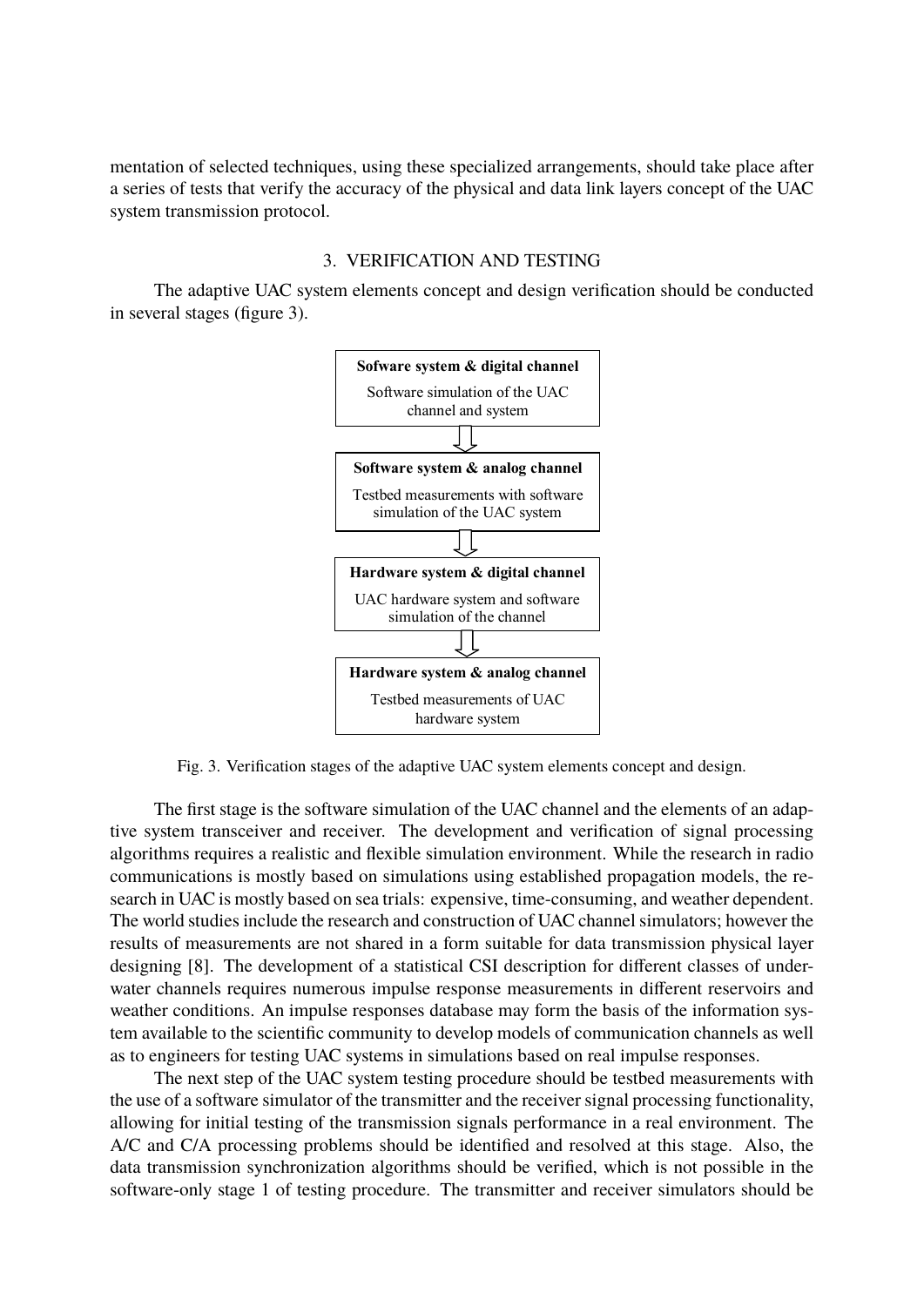mentation of selected techniques, using these specialized arrangements, should take place after a series of tests that verify the accuracy of the physical and data link layers concept of the UAC system transmission protocol.

## 3. VERIFICATION AND TESTING

The adaptive UAC system elements concept and design verification should be conducted in several stages (figure 3).

**Sofware system & digital channel**
Software simulation of the UAC channel and system

⇩

**Software system & analog channel**
Testbed measurements with software simulation of the UAC system

⇩

**Hardware system & digital channel**
UAC hardware system and software simulation of the channel

⇩

**Hardware system & analog channel**
Testbed measurements of UAC hardware system

Fig. 3. Verification stages of the adaptive UAC system elements concept and design.

The first stage is the software simulation of the UAC channel and the elements of an adaptive system transceiver and receiver. The development and verification of signal processing algorithms requires a realistic and flexible simulation environment. While the research in radio communications is mostly based on simulations using established propagation models, the research in UAC is mostly based on sea trials: expensive, time-consuming, and weather dependent. The world studies include the research and construction of UAC channel simulators; however the results of measurements are not shared in a form suitable for data transmission physical layer designing [8]. The development of a statistical CSI description for different classes of underwater channels requires numerous impulse response measurements in different reservoirs and weather conditions. An impulse responses database may form the basis of the information system available to the scientific community to develop models of communication channels as well as to engineers for testing UAC systems in simulations based on real impulse responses.

The next step of the UAC system testing procedure should be testbed measurements with the use of a software simulator of the transmitter and the receiver signal processing functionality, allowing for initial testing of the transmission signals performance in a real environment. The A/C and C/A processing problems should be identified and resolved at this stage. Also, the data transmission synchronization algorithms should be verified, which is not possible in the software-only stage 1 of testing procedure. The transmitter and receiver simulators should be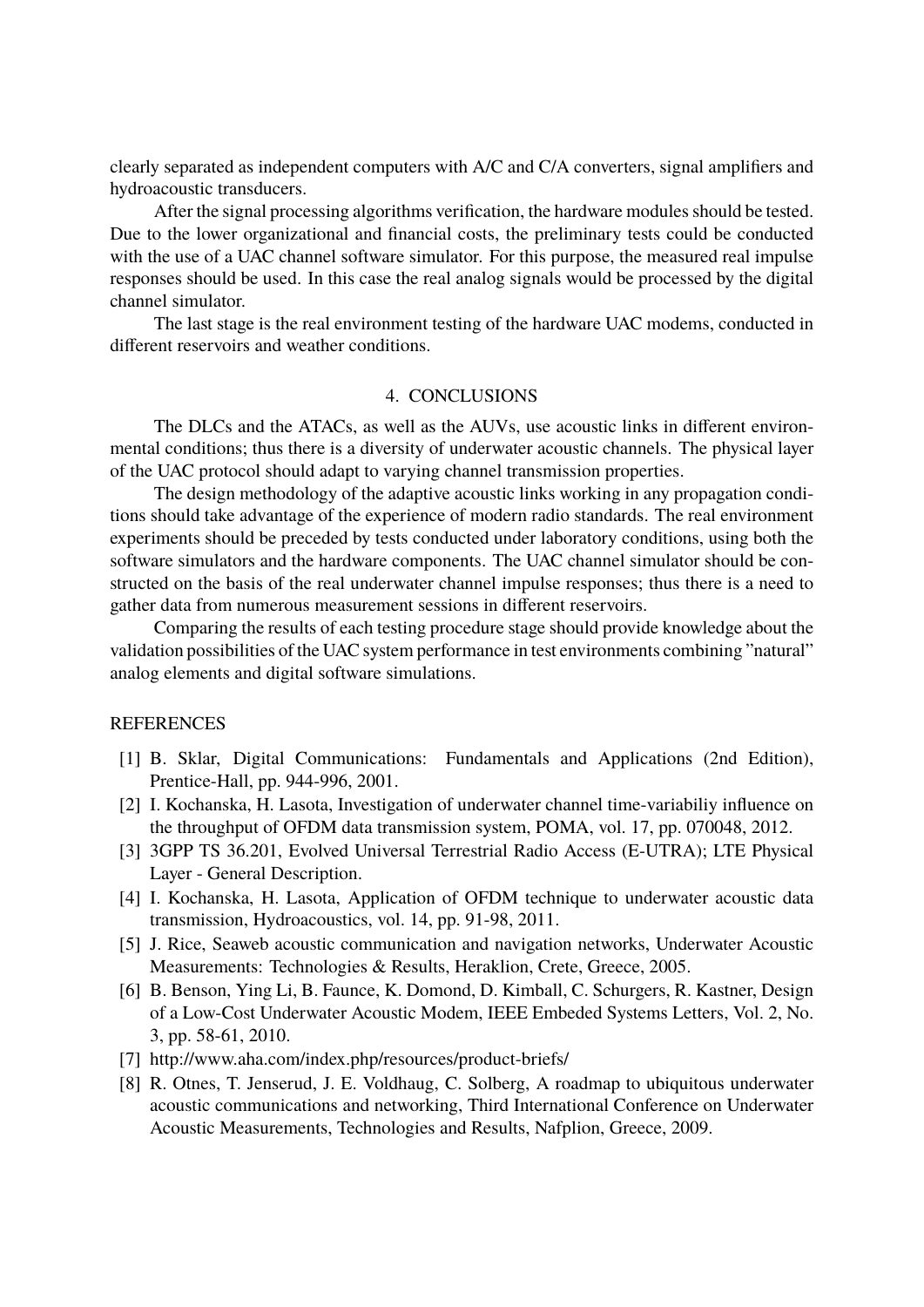clearly separated as independent computers with A/C and C/A converters, signal amplifiers and hydroacoustic transducers.

After the signal processing algorithms verification, the hardware modules should be tested. Due to the lower organizational and financial costs, the preliminary tests could be conducted with the use of a UAC channel software simulator. For this purpose, the measured real impulse responses should be used. In this case the real analog signals would be processed by the digital channel simulator.

The last stage is the real environment testing of the hardware UAC modems, conducted in different reservoirs and weather conditions.

## 4. CONCLUSIONS

The DLCs and the ATACs, as well as the AUVs, use acoustic links in different environmental conditions; thus there is a diversity of underwater acoustic channels. The physical layer of the UAC protocol should adapt to varying channel transmission properties.

The design methodology of the adaptive acoustic links working in any propagation conditions should take advantage of the experience of modern radio standards. The real environment experiments should be preceded by tests conducted under laboratory conditions, using both the software simulators and the hardware components. The UAC channel simulator should be constructed on the basis of the real underwater channel impulse responses; thus there is a need to gather data from numerous measurement sessions in different reservoirs.

Comparing the results of each testing procedure stage should provide knowledge about the validation possibilities of the UAC system performance in test environments combining "natural" analog elements and digital software simulations.

## REFERENCES

[1] B. Sklar, Digital Communications: Fundamentals and Applications (2nd Edition), Prentice-Hall, pp. 944-996, 2001.

[2] I. Kochanska, H. Lasota, Investigation of underwater channel time-variabiliy influence on the throughput of OFDM data transmission system, POMA, vol. 17, pp. 070048, 2012.

[3] 3GPP TS 36.201, Evolved Universal Terrestrial Radio Access (E-UTRA); LTE Physical Layer - General Description.

[4] I. Kochanska, H. Lasota, Application of OFDM technique to underwater acoustic data transmission, Hydroacoustics, vol. 14, pp. 91-98, 2011.

[5] J. Rice, Seaweb acoustic communication and navigation networks, Underwater Acoustic Measurements: Technologies & Results, Heraklion, Crete, Greece, 2005.

[6] B. Benson, Ying Li, B. Faunce, K. Domond, D. Kimball, C. Schurgers, R. Kastner, Design of a Low-Cost Underwater Acoustic Modem, IEEE Embeded Systems Letters, Vol. 2, No. 3, pp. 58-61, 2010.

[7] http://www.aha.com/index.php/resources/product-briefs/

[8] R. Otnes, T. Jenserud, J. E. Voldhaug, C. Solberg, A roadmap to ubiquitous underwater acoustic communications and networking, Third International Conference on Underwater Acoustic Measurements, Technologies and Results, Nafplion, Greece, 2009.